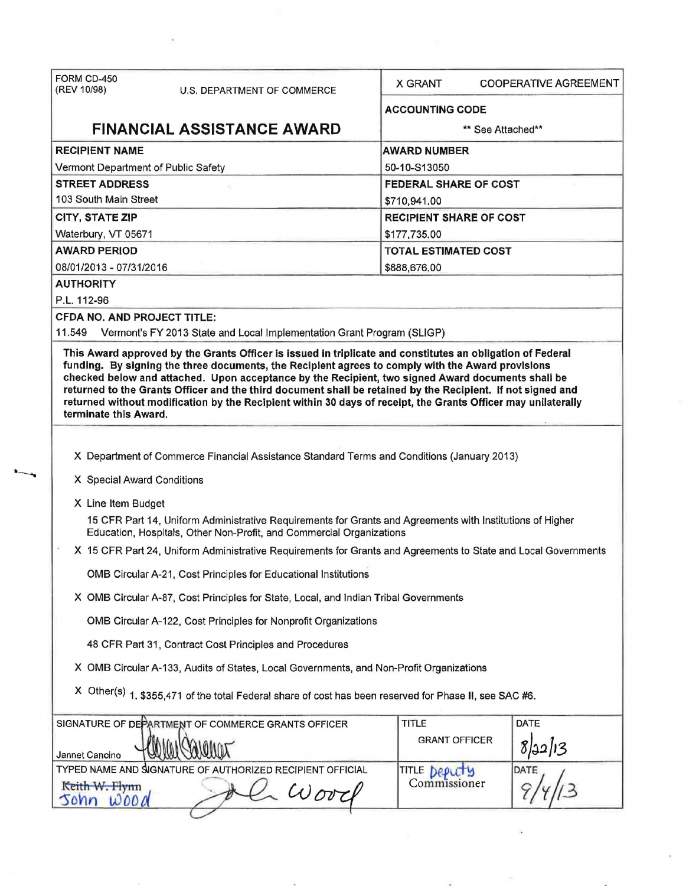FORM CD-450
(REV 10/98)

U.S. DEPARTMENT OF COMMERCE

# FINANCIAL ASSISTANCE AWARD

X GRANT COOPERATIVE AGREEMENT

| | |
|---|---|
| **ACCOUNTING CODE** | ** See Attached** |
| **RECIPIENT NAME** | **AWARD NUMBER** |
| Vermont Department of Public Safety | 50-10-S13050 |
| **STREET ADDRESS** | **FEDERAL SHARE OF COST** |
| 103 South Main Street | $710,941.00 |
| **CITY, STATE ZIP** | **RECIPIENT SHARE OF COST** |
| Waterbury, VT 05671 | $177,735.00 |
| **AWARD PERIOD** | **TOTAL ESTIMATED COST** |
| 08/01/2013 - 07/31/2016 | $888,676.00 |

**AUTHORITY**

P.L. 112-96

**CFDA NO. AND PROJECT TITLE:**

11.549 Vermont's FY 2013 State and Local Implementation Grant Program (SLIGP)

**This Award approved by the Grants Officer is issued in triplicate and constitutes an obligation of Federal funding. By signing the three documents, the Recipient agrees to comply with the Award provisions checked below and attached. Upon acceptance by the Recipient, two signed Award documents shall be returned to the Grants Officer and the third document shall be retained by the Recipient. If not signed and returned without modification by the Recipient within 30 days of receipt, the Grants Officer may unilaterally terminate this Award.**

X Department of Commerce Financial Assistance Standard Terms and Conditions (January 2013)

X Special Award Conditions

X Line Item Budget

15 CFR Part 14, Uniform Administrative Requirements for Grants and Agreements with Institutions of Higher Education, Hospitals, Other Non-Profit, and Commercial Organizations

X 15 CFR Part 24, Uniform Administrative Requirements for Grants and Agreements to State and Local Governments

OMB Circular A-21, Cost Principles for Educational Institutions

X OMB Circular A-87, Cost Principles for State, Local, and Indian Tribal Governments

OMB Circular A-122, Cost Principles for Nonprofit Organizations

48 CFR Part 31, Contract Cost Principles and Procedures

X OMB Circular A-133, Audits of States, Local Governments, and Non-Profit Organizations

X Other(s) 1. $355,471 of the total Federal share of cost has been reserved for Phase II, see SAC #6.

| SIGNATURE OF DEPARTMENT OF COMMERCE GRANTS OFFICER | TITLE | DATE |
|---|---|---|
| Jannet Cancino | GRANT OFFICER | 8/22/13 |
| **TYPED NAME AND SIGNATURE OF AUTHORIZED RECIPIENT OFFICIAL** | **TITLE** | **DATE** |
| ~~Keith W. Flynn~~ John Wood | Deputy Commissioner | 9/4/13 |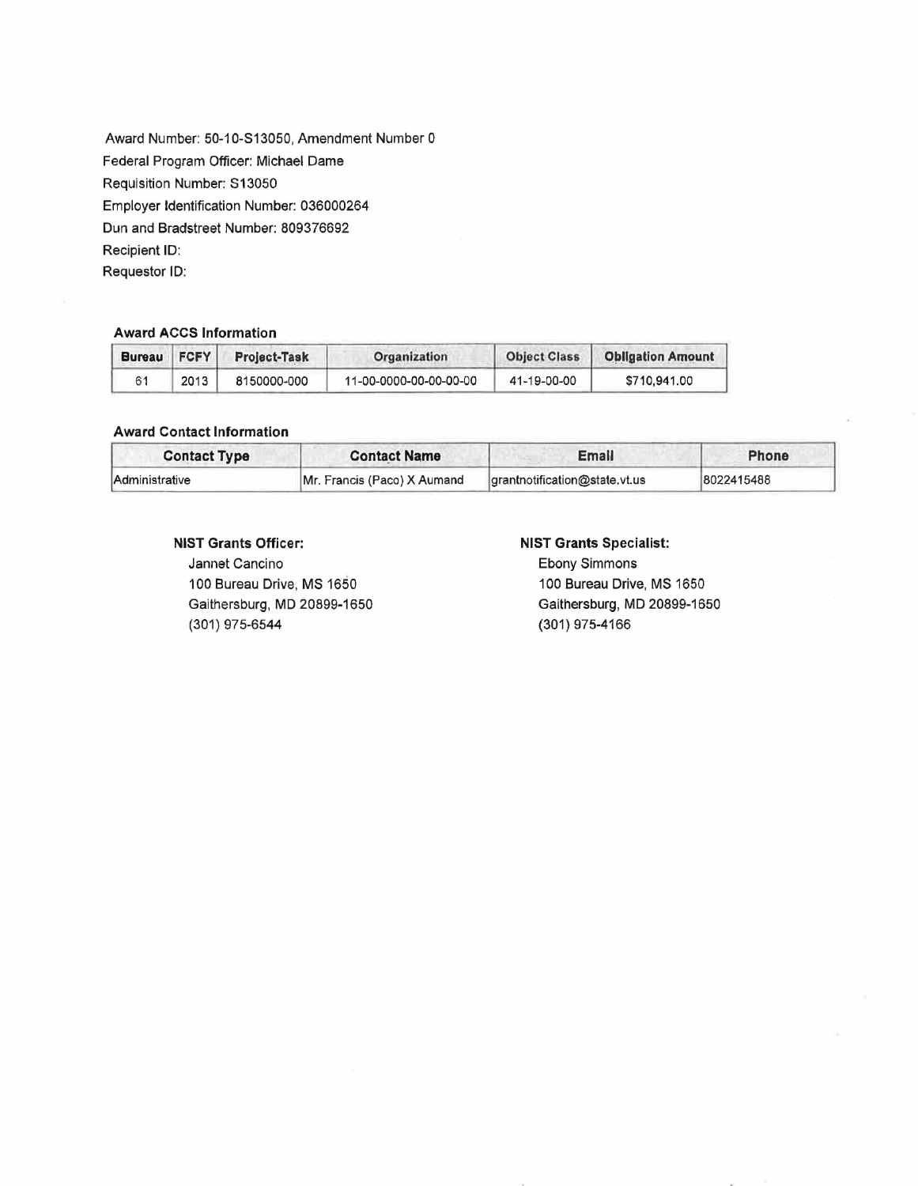Award Number: 50-10-S13050, Amendment Number 0
Federal Program Officer: Michael Dame
Requisition Number: S13050
Employer Identification Number: 036000264
Dun and Bradstreet Number: 809376692
Recipient ID:
Requestor ID:

**Award ACCS Information**

| Bureau | FCFY | Project-Task | Organization | Object Class | Obligation Amount |
|---|---|---|---|---|---|
| 61 | 2013 | 8150000-000 | 11-00-0000-00-00-00-00 | 41-19-00-00 | $710,941.00 |

**Award Contact Information**

| Contact Type | Contact Name | Email | Phone |
|---|---|---|---|
| Administrative | Mr. Francis (Paco) X Aumand | grantnotification@state.vt.us | 8022415488 |

**NIST Grants Officer:**
Jannet Cancino
100 Bureau Drive, MS 1650
Gaithersburg, MD 20899-1650
(301) 975-6544

**NIST Grants Specialist:**
Ebony Simmons
100 Bureau Drive, MS 1650
Gaithersburg, MD 20899-1650
(301) 975-4166